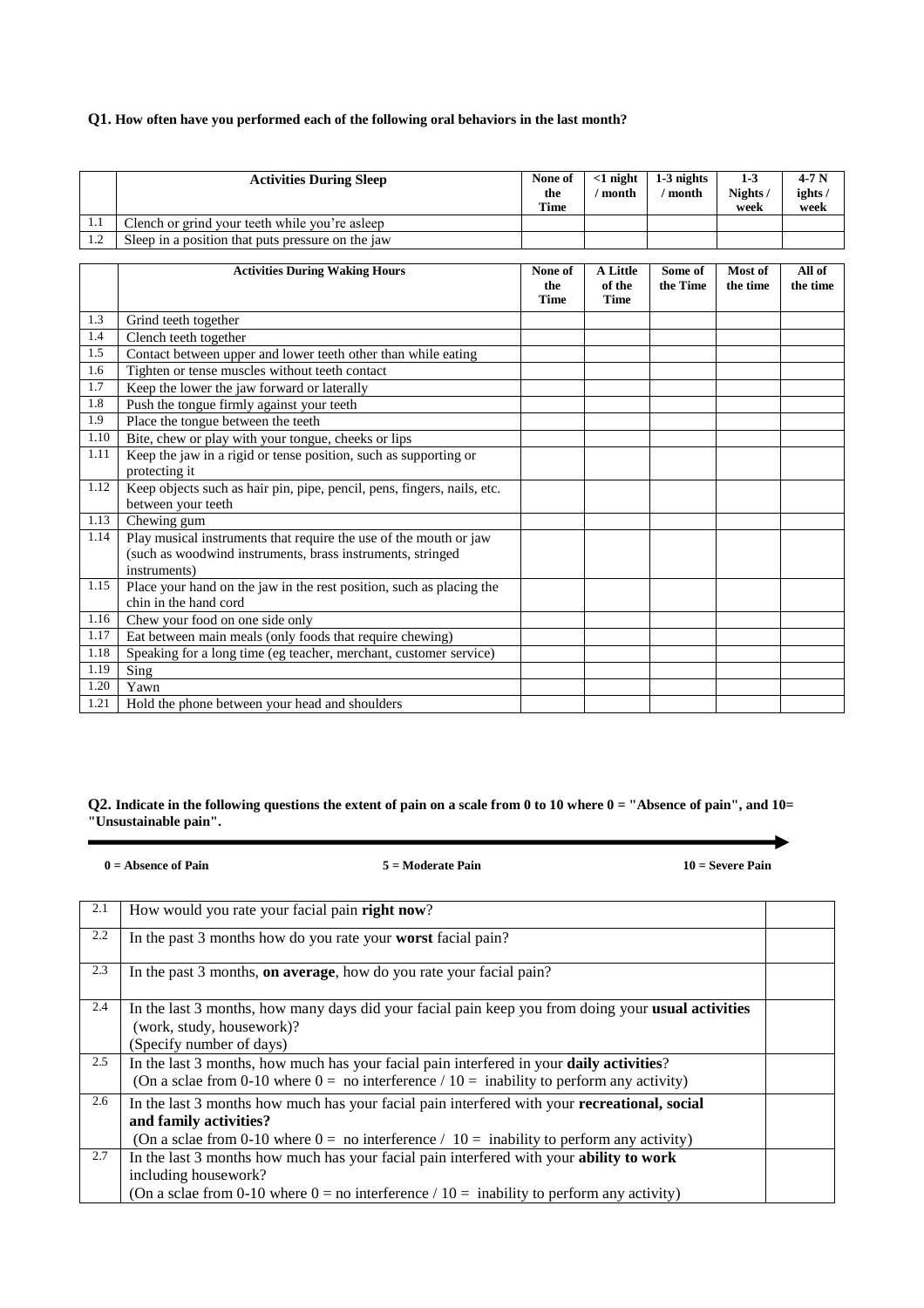**Q1. How often have you performed each of the following oral behaviors in the last month?**

| | Activities During Sleep | None of the Time | <1 night / month | 1-3 nights / month | 1-3 Nights / week | 4-7 N ights / week |
|---|---|---|---|---|---|---|
| 1.1 | Clench or grind your teeth while you're asleep | | | | | |
| 1.2 | Sleep in a position that puts pressure on the jaw | | | | | |

| | Activities During Waking Hours | None of the Time | A Little of the Time | Some of the Time | Most of the time | All of the time |
|---|---|---|---|---|---|---|
| 1.3 | Grind teeth together | | | | | |
| 1.4 | Clench teeth together | | | | | |
| 1.5 | Contact between upper and lower teeth other than while eating | | | | | |
| 1.6 | Tighten or tense muscles without teeth contact | | | | | |
| 1.7 | Keep the lower the jaw forward or laterally | | | | | |
| 1.8 | Push the tongue firmly against your teeth | | | | | |
| 1.9 | Place the tongue between the teeth | | | | | |
| 1.10 | Bite, chew or play with your tongue, cheeks or lips | | | | | |
| 1.11 | Keep the jaw in a rigid or tense position, such as supporting or protecting it | | | | | |
| 1.12 | Keep objects such as hair pin, pipe, pencil, pens, fingers, nails, etc. between your teeth | | | | | |
| 1.13 | Chewing gum | | | | | |
| 1.14 | Play musical instruments that require the use of the mouth or jaw (such as woodwind instruments, brass instruments, stringed instruments) | | | | | |
| 1.15 | Place your hand on the jaw in the rest position, such as placing the chin in the hand cord | | | | | |
| 1.16 | Chew your food on one side only | | | | | |
| 1.17 | Eat between main meals (only foods that require chewing) | | | | | |
| 1.18 | Speaking for a long time (eg teacher, merchant, customer service) | | | | | |
| 1.19 | Sing | | | | | |
| 1.20 | Yawn | | | | | |
| 1.21 | Hold the phone between your head and shoulders | | | | | |

**Q2. Indicate in the following questions the extent of pain on a scale from 0 to 10 where 0 = "Absence of pain", and 10= "Unsustainable pain".**

**0 = Absence of Pain** **5 = Moderate Pain** **10 = Severe Pain**

| | | |
|---|---|---|
| 2.1 | How would you rate your facial pain **right now**? | |
| 2.2 | In the past 3 months how do you rate your **worst** facial pain? | |
| 2.3 | In the past 3 months, **on average**, how do you rate your facial pain? | |
| 2.4 | In the last 3 months, how many days did your facial pain keep you from doing your **usual activities** (work, study, housework)? (Specify number of days) | |
| 2.5 | In the last 3 months, how much has your facial pain interfered in your **daily activities**? (On a sclae from 0-10 where 0 = no interference / 10 = inability to perform any activity) | |
| 2.6 | In the last 3 months how much has your facial pain interfered with your **recreational, social and family activities?** (On a sclae from 0-10 where 0 = no interference / 10 = inability to perform any activity) | |
| 2.7 | In the last 3 months how much has your facial pain interfered with your **ability to work** including housework? (On a sclae from 0-10 where 0 = no interference / 10 = inability to perform any activity) | |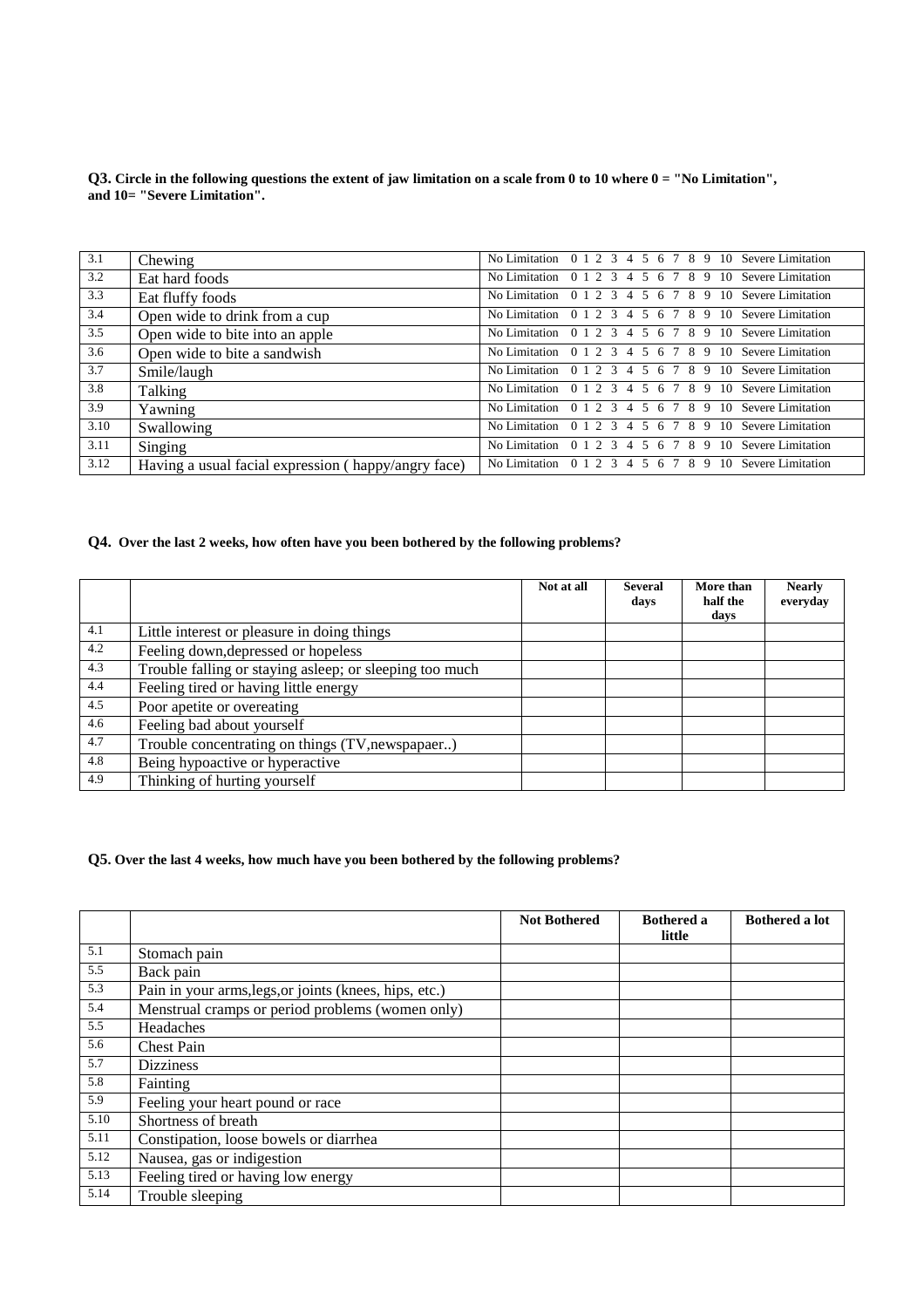**Q3. Circle in the following questions the extent of jaw limitation on a scale from 0 to 10 where 0 = "No Limitation", and 10= "Severe Limitation".**

| | | |
|---|---|---|
| 3.1 | Chewing | No Limitation 0 1 2 3 4 5 6 7 8 9 10 Severe Limitation |
| 3.2 | Eat hard foods | No Limitation 0 1 2 3 4 5 6 7 8 9 10 Severe Limitation |
| 3.3 | Eat fluffy foods | No Limitation 0 1 2 3 4 5 6 7 8 9 10 Severe Limitation |
| 3.4 | Open wide to drink from a cup | No Limitation 0 1 2 3 4 5 6 7 8 9 10 Severe Limitation |
| 3.5 | Open wide to bite into an apple | No Limitation 0 1 2 3 4 5 6 7 8 9 10 Severe Limitation |
| 3.6 | Open wide to bite a sandwish | No Limitation 0 1 2 3 4 5 6 7 8 9 10 Severe Limitation |
| 3.7 | Smile/laugh | No Limitation 0 1 2 3 4 5 6 7 8 9 10 Severe Limitation |
| 3.8 | Talking | No Limitation 0 1 2 3 4 5 6 7 8 9 10 Severe Limitation |
| 3.9 | Yawning | No Limitation 0 1 2 3 4 5 6 7 8 9 10 Severe Limitation |
| 3.10 | Swallowing | No Limitation 0 1 2 3 4 5 6 7 8 9 10 Severe Limitation |
| 3.11 | Singing | No Limitation 0 1 2 3 4 5 6 7 8 9 10 Severe Limitation |
| 3.12 | Having a usual facial expression ( happy/angry face) | No Limitation 0 1 2 3 4 5 6 7 8 9 10 Severe Limitation |

**Q4. Over the last 2 weeks, how often have you been bothered by the following problems?**

| | | Not at all | Several days | More than half the days | Nearly everyday |
|---|---|---|---|---|---|
| 4.1 | Little interest or pleasure in doing things | | | | |
| 4.2 | Feeling down,depressed or hopeless | | | | |
| 4.3 | Trouble falling or staying asleep; or sleeping too much | | | | |
| 4.4 | Feeling tired or having little energy | | | | |
| 4.5 | Poor appetite or overeating | | | | |
| 4.6 | Feeling bad about yourself | | | | |
| 4.7 | Trouble concentrating on things (TV,newspapaer..) | | | | |
| 4.8 | Being hypoactive or hyperactive | | | | |
| 4.9 | Thinking of hurting yourself | | | | |

**Q5. Over the last 4 weeks, how much have you been bothered by the following problems?**

| | | Not Bothered | Bothered a little | Bothered a lot |
|---|---|---|---|---|
| 5.1 | Stomach pain | | | |
| 5.5 | Back pain | | | |
| 5.3 | Pain in your arms,legs,or joints (knees, hips, etc.) | | | |
| 5.4 | Menstrual cramps or period problems (women only) | | | |
| 5.5 | Headaches | | | |
| 5.6 | Chest Pain | | | |
| 5.7 | Dizziness | | | |
| 5.8 | Fainting | | | |
| 5.9 | Feeling your heart pound or race | | | |
| 5.10 | Shortness of breath | | | |
| 5.11 | Constipation, loose bowels or diarrhea | | | |
| 5.12 | Nausea, gas or indigestion | | | |
| 5.13 | Feeling tired or having low energy | | | |
| 5.14 | Trouble sleeping | | | |